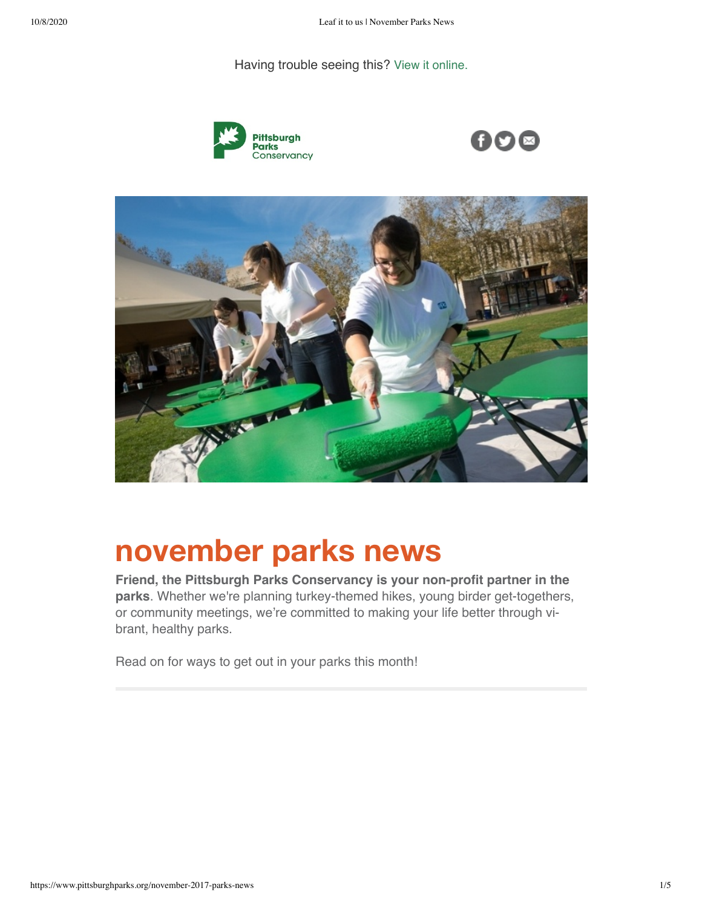Having trouble seeing this? View it online.

# november parks news

**Friend, the Pittsburgh Parks Conservancy is your non-profit partner in the parks**. Whether we're planning turkey-themed hikes, young birder get-togethers, or community meetings, we're committed to making your life better through vibrant, healthy parks.

Read on for ways to get out in your parks this month!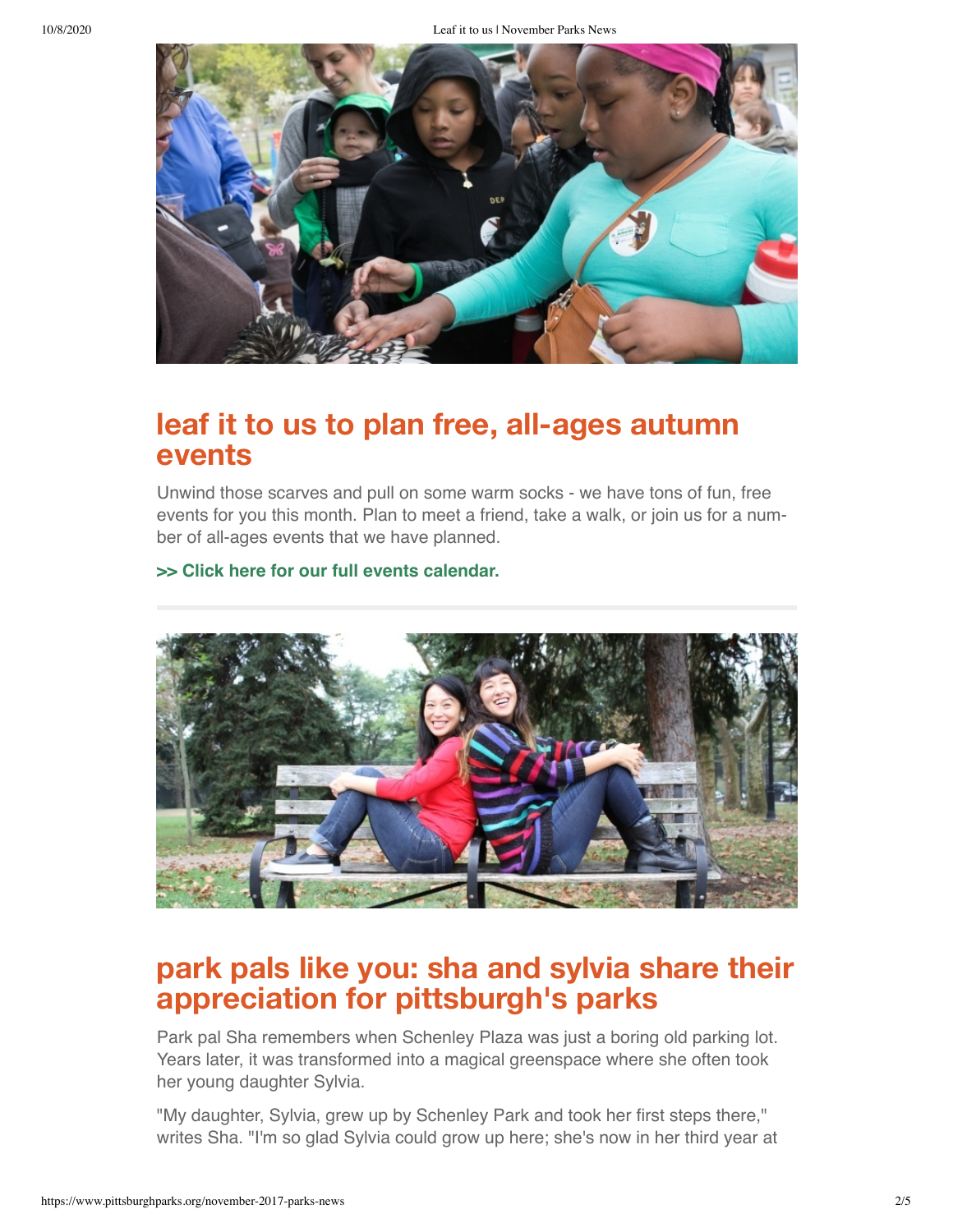## leaf it to us to plan free, all-ages autumn events

Unwind those scarves and pull on some warm socks - we have tons of fun, free events for you this month. Plan to meet a friend, take a walk, or join us for a number of all-ages events that we have planned.

**>> Click here for our full events calendar.**

## park pals like you: sha and sylvia share their appreciation for pittsburgh's parks

Park pal Sha remembers when Schenley Plaza was just a boring old parking lot. Years later, it was transformed into a magical greenspace where she often took her young daughter Sylvia.

"My daughter, Sylvia, grew up by Schenley Park and took her first steps there," writes Sha. "I'm so glad Sylvia could grow up here; she's now in her third year at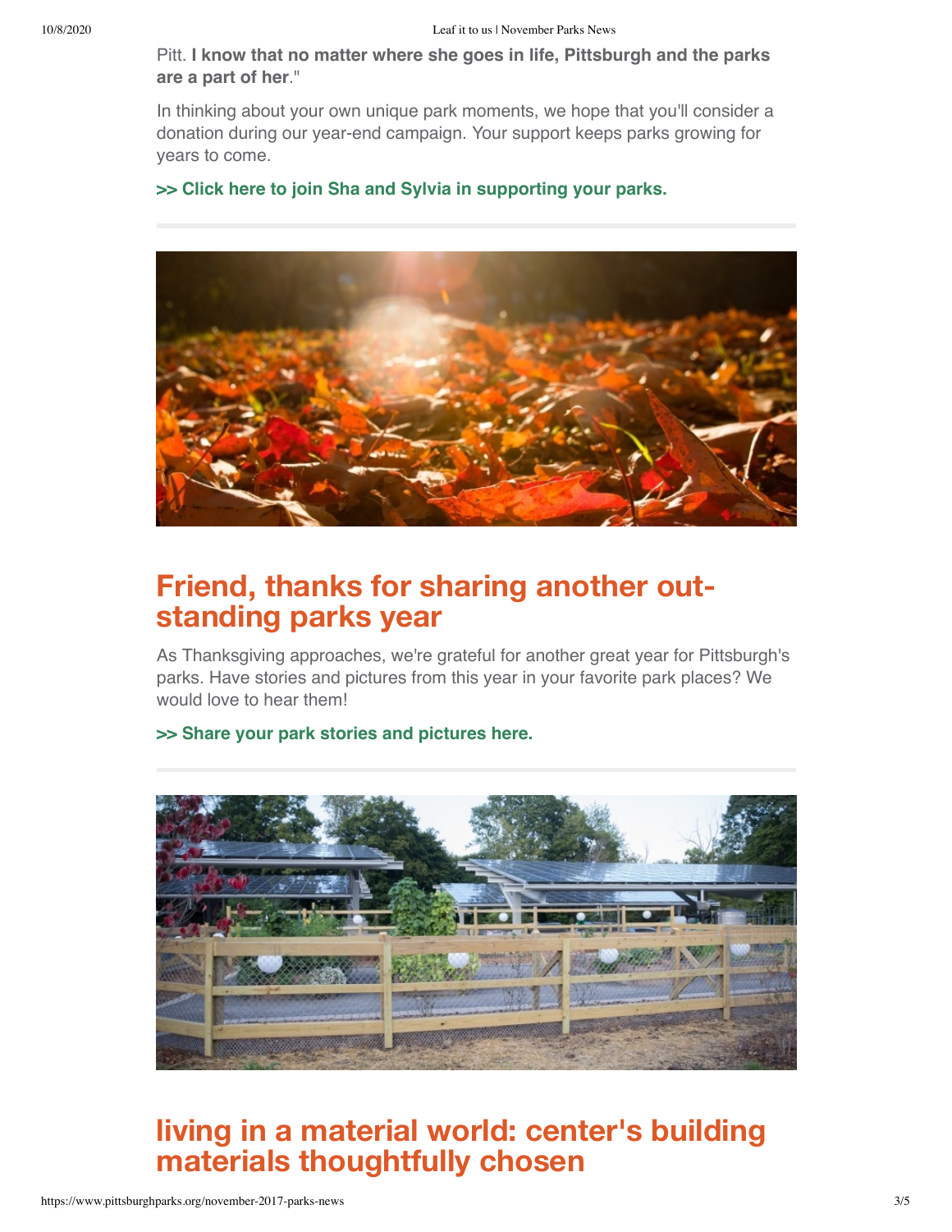Pitt. **I know that no matter where she goes in life, Pittsburgh and the parks are a part of her**."

In thinking about your own unique park moments, we hope that you'll consider a donation during our year-end campaign. Your support keeps parks growing for years to come.

**>> Click here to join Sha and Sylvia in supporting your parks.**

---

## Friend, thanks for sharing another out-standing parks year

As Thanksgiving approaches, we're grateful for another great year for Pittsburgh's parks. Have stories and pictures from this year in your favorite park places? We would love to hear them!

**>> Share your park stories and pictures here.**

---

## living in a material world: center's building materials thoughtfully chosen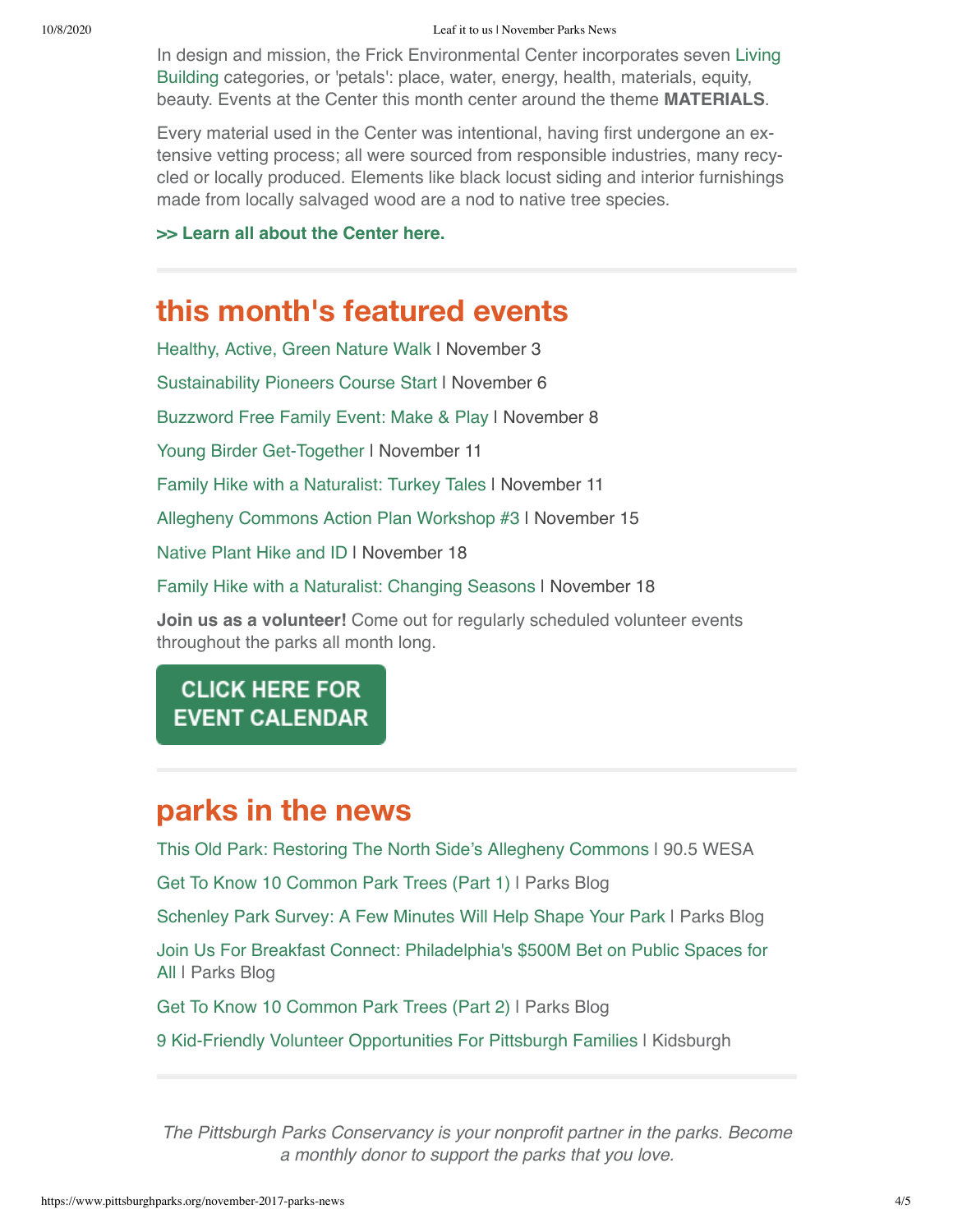In design and mission, the Frick Environmental Center incorporates seven Living Building categories, or 'petals': place, water, energy, health, materials, equity, beauty. Events at the Center this month center around the theme **MATERIALS**.

Every material used in the Center was intentional, having first undergone an extensive vetting process; all were sourced from responsible industries, many recycled or locally produced. Elements like black locust siding and interior furnishings made from locally salvaged wood are a nod to native tree species.

**>> Learn all about the Center here.**

## this month's featured events

Healthy, Active, Green Nature Walk | November 3

Sustainability Pioneers Course Start | November 6

Buzzword Free Family Event: Make & Play | November 8

Young Birder Get-Together | November 11

Family Hike with a Naturalist: Turkey Tales | November 11

Allegheny Commons Action Plan Workshop #3 | November 15

Native Plant Hike and ID | November 18

Family Hike with a Naturalist: Changing Seasons | November 18

**Join us as a volunteer!** Come out for regularly scheduled volunteer events throughout the parks all month long.

**CLICK HERE FOR EVENT CALENDAR**

## parks in the news

This Old Park: Restoring The North Side's Allegheny Commons | 90.5 WESA

Get To Know 10 Common Park Trees (Part 1) | Parks Blog

Schenley Park Survey: A Few Minutes Will Help Shape Your Park | Parks Blog

Join Us For Breakfast Connect: Philadelphia's $500M Bet on Public Spaces for All | Parks Blog

Get To Know 10 Common Park Trees (Part 2) | Parks Blog

9 Kid-Friendly Volunteer Opportunities For Pittsburgh Families | Kidsburgh

*The Pittsburgh Parks Conservancy is your nonprofit partner in the parks. Become a monthly donor to support the parks that you love.*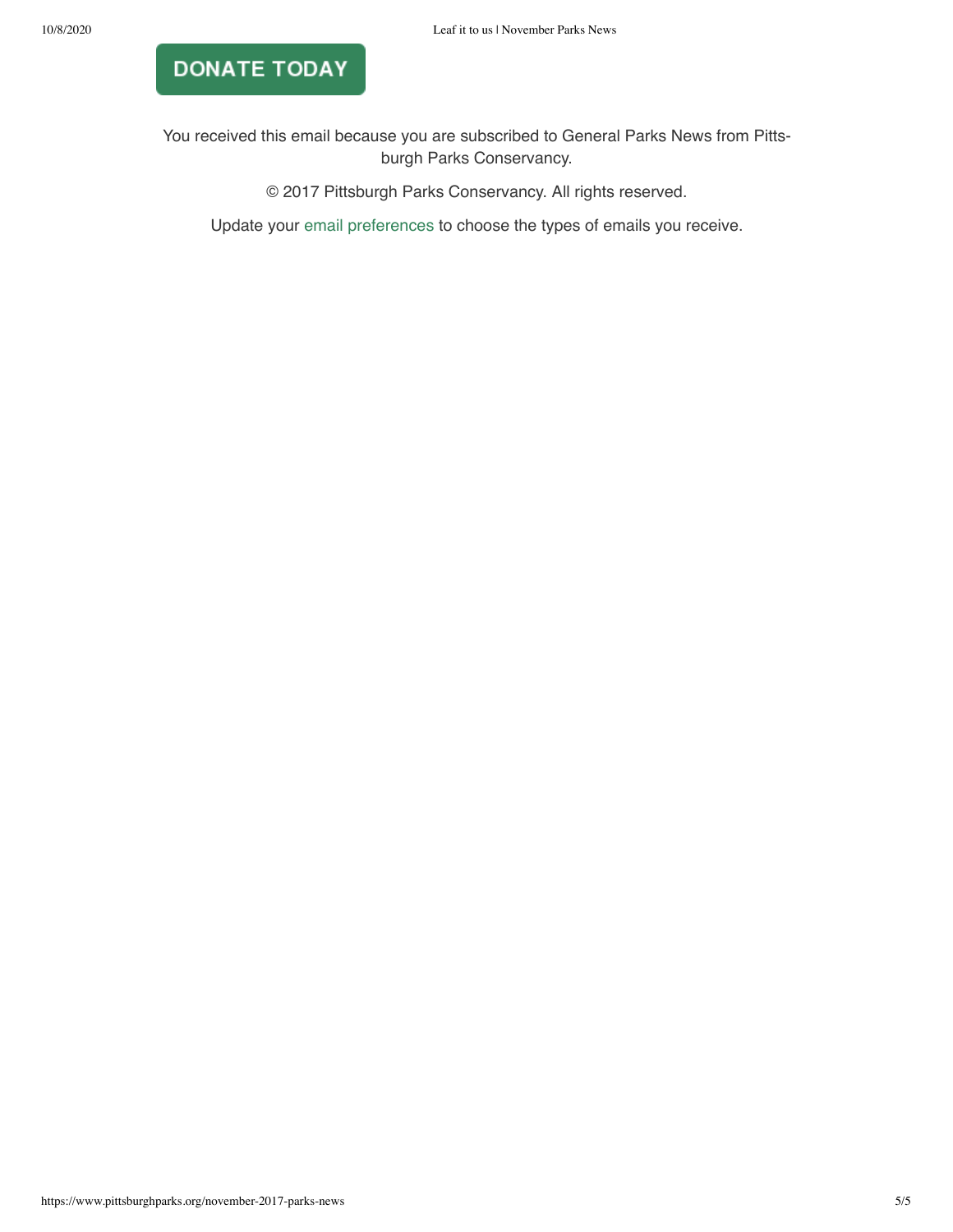DONATE TODAY

You received this email because you are subscribed to General Parks News from Pittsburgh Parks Conservancy.

© 2017 Pittsburgh Parks Conservancy. All rights reserved.

Update your email preferences to choose the types of emails you receive.